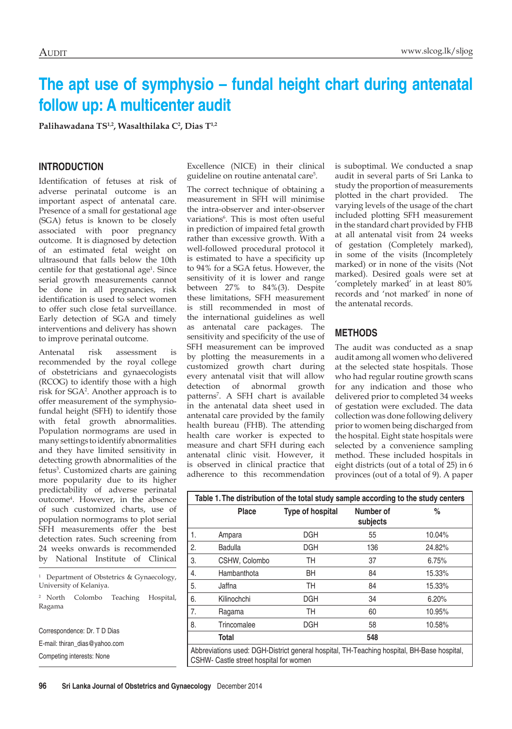# The apt use of symphysio – fundal height chart during antenatal follow up: A multicenter audit

**Palihawadana TS[1,2], Wasalthilaka C[2], Dias T[1,2]**

## INTRODUCTION

Identification of fetuses at risk of adverse perinatal outcome is an important aspect of antenatal care. Presence of a small for gestational age (SGA) fetus is known to be closely associated with poor pregnancy outcome. It is diagnosed by detection of an estimated fetal weight on ultrasound that falls below the 10th centile for that gestational age[1]. Since serial growth measurements cannot be done in all pregnancies, risk identification is used to select women to offer such close fetal surveillance. Early detection of SGA and timely interventions and delivery has shown to improve perinatal outcome.

Antenatal risk assessment is recommended by the royal college of obstetricians and gynaecologists (RCOG) to identify those with a high risk for SGA[2]. Another approach is to offer measurement of the symphysio-fundal height (SFH) to identify those with fetal growth abnormalities. Population normograms are used in many settings to identify abnormalities and they have limited sensitivity in detecting growth abnormalities of the fetus[3]. Customized charts are gaining more popularity due to its higher predictability of adverse perinatal outcome[4]. However, in the absence of such customized charts, use of population normograms to plot serial SFH measurements offer the best detection rates. Such screening from 24 weeks onwards is recommended by National Institute of Clinical Excellence (NICE) in their clinical guideline on routine antenatal care[5].

The correct technique of obtaining a measurement in SFH will minimise the intra-observer and inter-observer variations[6]. This is most often useful in prediction of impaired fetal growth rather than excessive growth. With a well-followed procedural protocol it is estimated to have a specificity up to 94% for a SGA fetus. However, the sensitivity of it is lower and range between 27% to 84%(3). Despite these limitations, SFH measurement is still recommended in most of the international guidelines as well as antenatal care packages. The sensitivity and specificity of the use of SFH measurement can be improved by plotting the measurements in a customized growth chart during every antenatal visit that will allow detection of abnormal growth patterns[7]. A SFH chart is available in the antenatal data sheet used in antenatal care provided by the family health bureau (FHB). The attending health care worker is expected to measure and chart SFH during each antenatal clinic visit. However, it is observed in clinical practice that adherence to this recommendation is suboptimal. We conducted a snap audit in several parts of Sri Lanka to study the proportion of measurements plotted in the chart provided. The varying levels of the usage of the chart included plotting SFH measurement in the standard chart provided by FHB at all antenatal visit from 24 weeks of gestation (Completely marked), in some of the visits (Incompletely marked) or in none of the visits (Not marked). Desired goals were set at 'completely marked' in at least 80% records and 'not marked' in none of the antenatal records.

## METHODS

The audit was conducted as a snap audit among all women who delivered at the selected state hospitals. Those who had regular routine growth scans for any indication and those who delivered prior to completed 34 weeks of gestation were excluded. The data collection was done following delivery prior to women being discharged from the hospital. Eight state hospitals were selected by a convenience sampling method. These included hospitals in eight districts (out of a total of 25) in 6 provinces (out of a total of 9). A paper

**Table 1. The distribution of the total study sample according to the study centers**

| | Place | Type of hospital | Number of subjects | % |
|---|---|---|---|---|
| 1. | Ampara | DGH | 55 | 10.04% |
| 2. | Badulla | DGH | 136 | 24.82% |
| 3. | CSHW, Colombo | TH | 37 | 6.75% |
| 4. | Hambanthota | BH | 84 | 15.33% |
| 5. | Jaffna | TH | 84 | 15.33% |
| 6. | Kilinochchi | DGH | 34 | 6.20% |
| 7. | Ragama | TH | 60 | 10.95% |
| 8. | Trincomalee | DGH | 58 | 10.58% |
| | **Total** | | **548** | |

Abbreviations used: DGH-District general hospital, TH-Teaching hospital, BH-Base hospital, CSHW- Castle street hospital for women

[1] Department of Obstetrics & Gynaecology, University of Kelaniya.

[2] North Colombo Teaching Hospital, Ragama

Correspondence: Dr. T D Dias

E-mail: thiran_dias@yahoo.com

Competing interests: None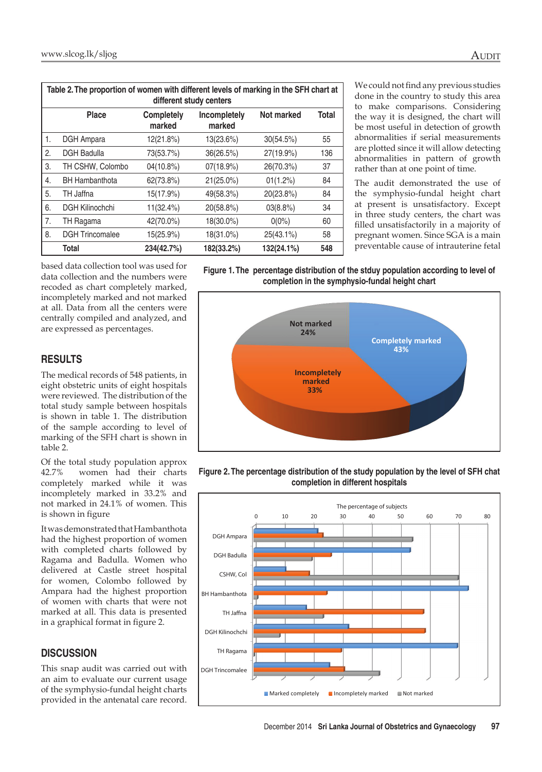**Table 2. The proportion of women with different levels of marking in the SFH chart at different study centers**

| | Place | Completely marked | Incompletely marked | Not marked | Total |
|---|---|---|---|---|---|
| 1. | DGH Ampara | 12(21.8%) | 13(23.6%) | 30(54.5%) | 55 |
| 2. | DGH Badulla | 73(53.7%) | 36(26.5%) | 27(19.9%) | 136 |
| 3. | TH CSHW, Colombo | 04(10.8%) | 07(18.9%) | 26(70.3%) | 37 |
| 4. | BH Hambanthota | 62(73.8%) | 21(25.0%) | 01(1.2%) | 84 |
| 5. | TH Jaffna | 15(17.9%) | 49(58.3%) | 20(23.8%) | 84 |
| 6. | DGH Kilinochchi | 11(32.4%) | 20(58.8%) | 03(8.8%) | 34 |
| 7. | TH Ragama | 42(70.0%) | 18(30.0%) | 0(0%) | 60 |
| 8. | DGH Trincomalee | 15(25.9%) | 18(31.0%) | 25(43.1%) | 58 |
| | **Total** | **234(42.7%)** | **182(33.2%)** | **132(24.1%)** | **548** |

based data collection tool was used for data collection and the numbers were recoded as chart completely marked, incompletely marked and not marked at all. Data from all the centers were centrally compiled and analyzed, and are expressed as percentages.

## RESULTS

The medical records of 548 patients, in eight obstetric units of eight hospitals were reviewed. The distribution of the total study sample between hospitals is shown in table 1. The distribution of the sample according to level of marking of the SFH chart is shown in table 2.

Of the total study population approx 42.7% women had their charts completely marked while it was incompletely marked in 33.2% and not marked in 24.1% of women. This is shown in figure

It was demonstrated that Hambanthota had the highest proportion of women with completed charts followed by Ragama and Badulla. Women who delivered at Castle street hospital for women, Colombo followed by Ampara had the highest proportion of women with charts that were not marked at all. This data is presented in a graphical format in figure 2.

**Figure 1. The percentage distribution of the stduy population according to level of completion in the symphysio-fundal height chart**

**Figure 2. The percentage distribution of the study population by the level of SFH chat completion in different hospitals**

## DISCUSSION

This snap audit was carried out with an aim to evaluate our current usage of the symphysio-fundal height charts provided in the antenatal care record.

We could not find any previous studies done in the country to study this area to make comparisons. Considering the way it is designed, the chart will be most useful in detection of growth abnormalities if serial measurements are plotted since it will allow detecting abnormalities in pattern of growth rather than at one point of time.

The audit demonstrated the use of the symphysio-fundal height chart at present is unsatisfactory. Except in three study centers, the chart was filled unsatisfactorily in a majority of pregnant women. Since SGA is a main preventable cause of intrauterine fetal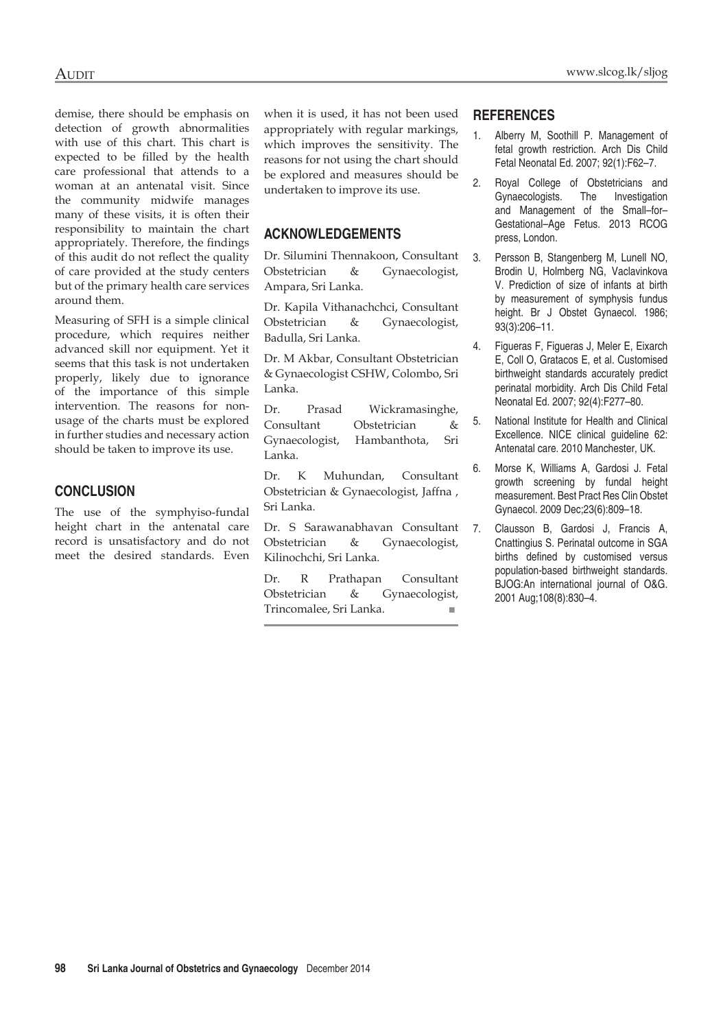demise, there should be emphasis on detection of growth abnormalities with use of this chart. This chart is expected to be filled by the health care professional that attends to a woman at an antenatal visit. Since the community midwife manages many of these visits, it is often their responsibility to maintain the chart appropriately. Therefore, the findings of this audit do not reflect the quality of care provided at the study centers but of the primary health care services around them.

Measuring of SFH is a simple clinical procedure, which requires neither advanced skill nor equipment. Yet it seems that this task is not undertaken properly, likely due to ignorance of the importance of this simple intervention. The reasons for non-usage of the charts must be explored in further studies and necessary action should be taken to improve its use.

## CONCLUSION

The use of the symphyiso-fundal height chart in the antenatal care record is unsatisfactory and do not meet the desired standards. Even when it is used, it has not been used appropriately with regular markings, which improves the sensitivity. The reasons for not using the chart should be explored and measures should be undertaken to improve its use.

## ACKNOWLEDGEMENTS

Dr. Silumini Thennakoon, Consultant Obstetrician & Gynaecologist, Ampara, Sri Lanka.

Dr. Kapila Vithanachchci, Consultant Obstetrician & Gynaecologist, Badulla, Sri Lanka.

Dr. M Akbar, Consultant Obstetrician & Gynaecologist CSHW, Colombo, Sri Lanka.

Dr. Prasad Wickramasinghe, Consultant Obstetrician & Gynaecologist, Hambanthota, Sri Lanka.

Dr. K Muhundan, Consultant Obstetrician & Gynaecologist, Jaffna , Sri Lanka.

Dr. S Sarawanabhavan Consultant Obstetrician & Gynaecologist, Kilinochchi, Sri Lanka.

Dr. R Prathapan Consultant Obstetrician & Gynaecologist, Trincomalee, Sri Lanka.

## REFERENCES

1. Alberry M, Soothill P. Management of fetal growth restriction. Arch Dis Child Fetal Neonatal Ed. 2007; 92(1):F62–7.
2. Royal College of Obstetricians and Gynaecologists. The Investigation and Management of the Small–for–Gestational–Age Fetus. 2013 RCOG press, London.
3. Persson B, Stangenberg M, Lunell NO, Brodin U, Holmberg NG, Vaclavinkova V. Prediction of size of infants at birth by measurement of symphysis fundus height. Br J Obstet Gynaecol. 1986; 93(3):206–11.
4. Figueras F, Figueras J, Meler E, Eixarch E, Coll O, Gratacos E, et al. Customised birthweight standards accurately predict perinatal morbidity. Arch Dis Child Fetal Neonatal Ed. 2007; 92(4):F277–80.
5. National Institute for Health and Clinical Excellence. NICE clinical guideline 62: Antenatal care. 2010 Manchester, UK.
6. Morse K, Williams A, Gardosi J. Fetal growth screening by fundal height measurement. Best Pract Res Clin Obstet Gynaecol. 2009 Dec;23(6):809–18.
7. Clausson B, Gardosi J, Francis A, Cnattingius S. Perinatal outcome in SGA births defined by customised versus population-based birthweight standards. BJOG:An international journal of O&G. 2001 Aug;108(8):830–4.